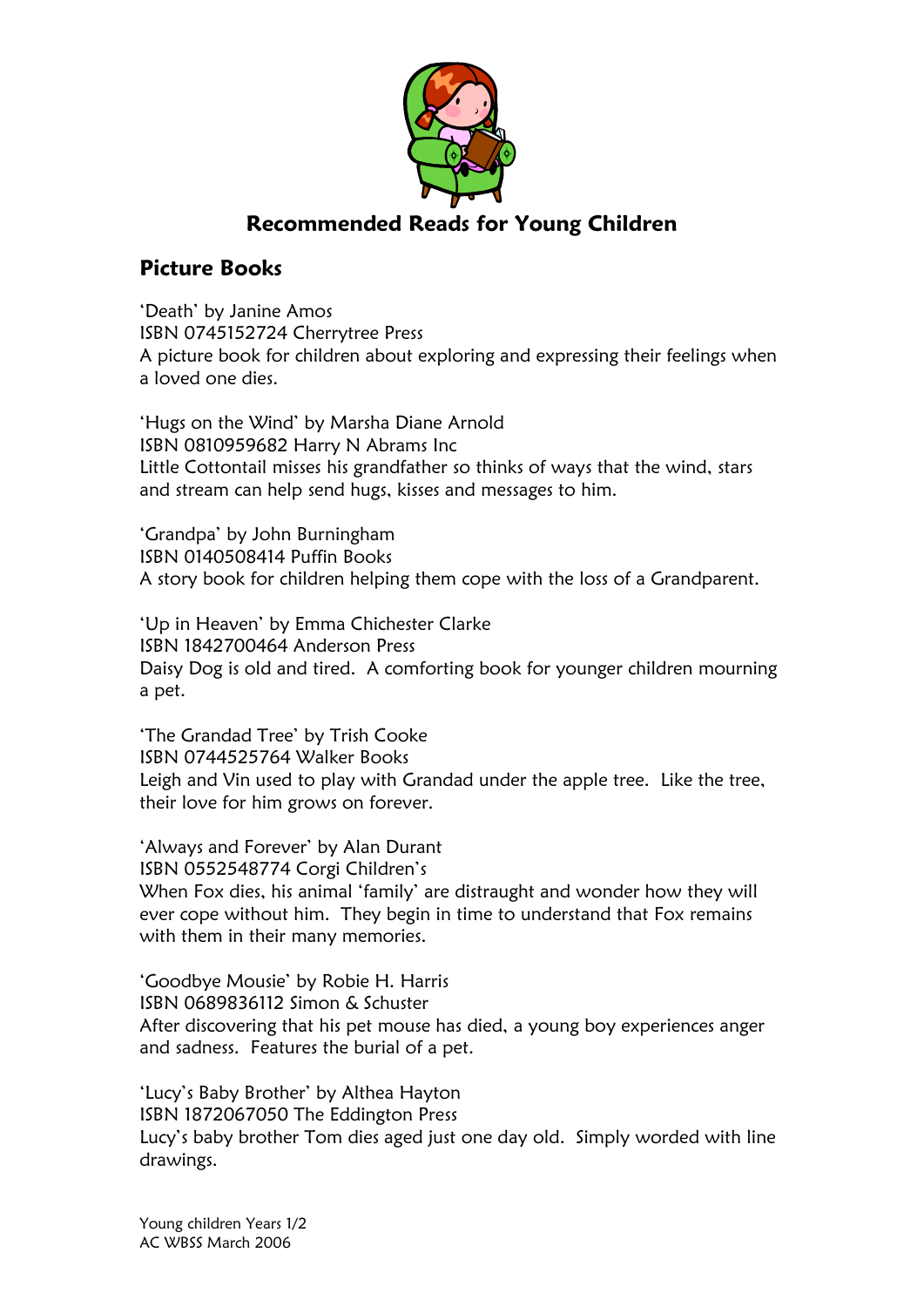# Recommended Reads for Young Children

## Picture Books

'Death' by Janine Amos
ISBN 0745152724 Cherrytree Press
A picture book for children about exploring and expressing their feelings when a loved one dies.

'Hugs on the Wind' by Marsha Diane Arnold
ISBN 0810959682 Harry N Abrams Inc
Little Cottontail misses his grandfather so thinks of ways that the wind, stars and stream can help send hugs, kisses and messages to him.

'Grandpa' by John Burningham
ISBN 0140508414 Puffin Books
A story book for children helping them cope with the loss of a Grandparent.

'Up in Heaven' by Emma Chichester Clarke
ISBN 1842700464 Anderson Press
Daisy Dog is old and tired. A comforting book for younger children mourning a pet.

'The Grandad Tree' by Trish Cooke
ISBN 0744525764 Walker Books
Leigh and Vin used to play with Grandad under the apple tree. Like the tree, their love for him grows on forever.

'Always and Forever' by Alan Durant
ISBN 0552548774 Corgi Children's
When Fox dies, his animal 'family' are distraught and wonder how they will ever cope without him. They begin in time to understand that Fox remains with them in their many memories.

'Goodbye Mousie' by Robie H. Harris
ISBN 0689836112 Simon & Schuster
After discovering that his pet mouse has died, a young boy experiences anger and sadness. Features the burial of a pet.

'Lucy's Baby Brother' by Althea Hayton
ISBN 1872067050 The Eddington Press
Lucy's baby brother Tom dies aged just one day old. Simply worded with line drawings.

Young children Years 1/2
AC WBSS March 2006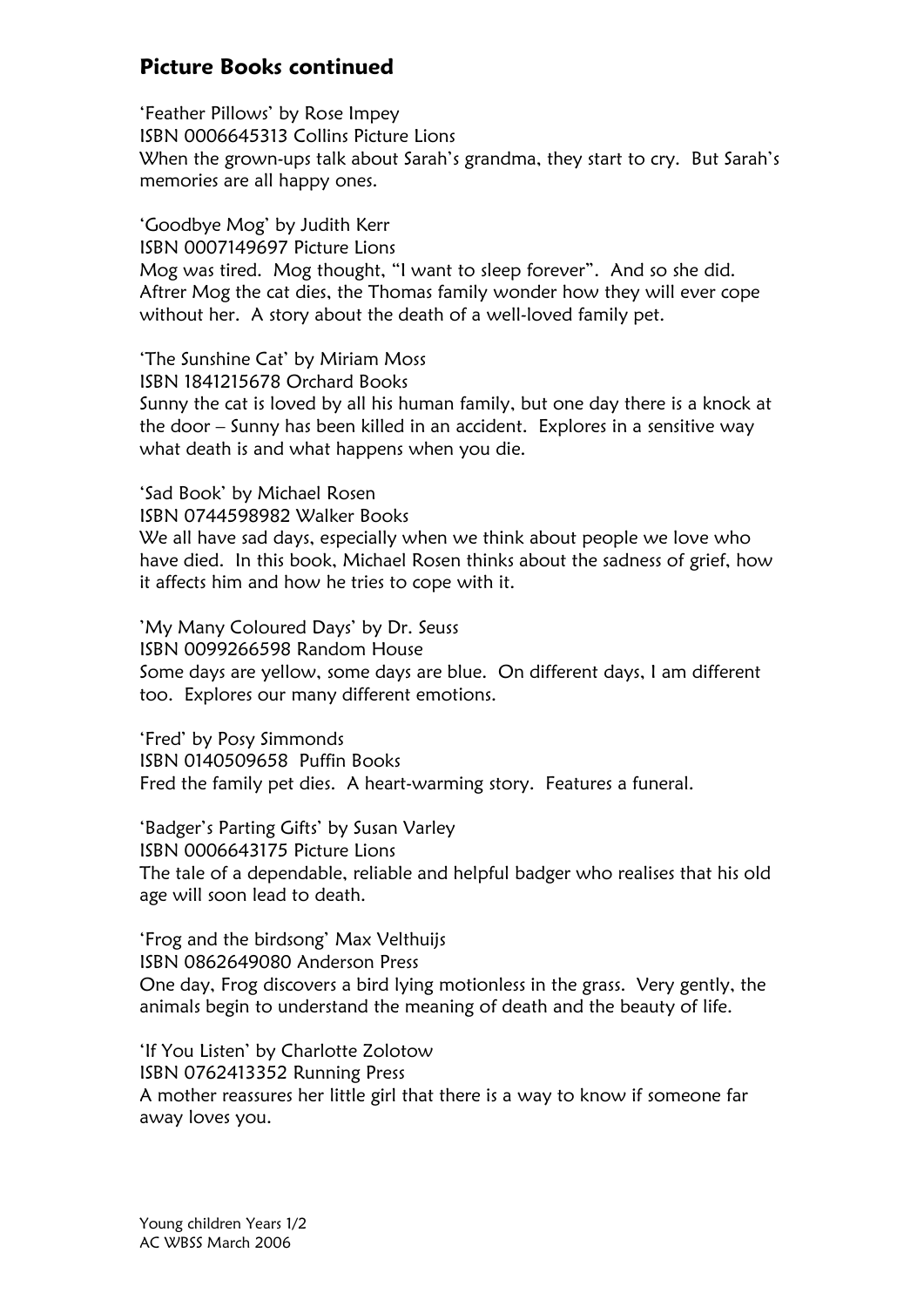## Picture Books continued

'Feather Pillows' by Rose Impey
ISBN 0006645313 Collins Picture Lions
When the grown-ups talk about Sarah's grandma, they start to cry. But Sarah's memories are all happy ones.

'Goodbye Mog' by Judith Kerr
ISBN 0007149697 Picture Lions
Mog was tired. Mog thought, "I want to sleep forever". And so she did. Aftrer Mog the cat dies, the Thomas family wonder how they will ever cope without her. A story about the death of a well-loved family pet.

'The Sunshine Cat' by Miriam Moss
ISBN 1841215678 Orchard Books
Sunny the cat is loved by all his human family, but one day there is a knock at the door – Sunny has been killed in an accident. Explores in a sensitive way what death is and what happens when you die.

'Sad Book' by Michael Rosen
ISBN 0744598982 Walker Books
We all have sad days, especially when we think about people we love who have died. In this book, Michael Rosen thinks about the sadness of grief, how it affects him and how he tries to cope with it.

'My Many Coloured Days' by Dr. Seuss
ISBN 0099266598 Random House
Some days are yellow, some days are blue. On different days, I am different too. Explores our many different emotions.

'Fred' by Posy Simmonds
ISBN 0140509658 Puffin Books
Fred the family pet dies. A heart-warming story. Features a funeral.

'Badger's Parting Gifts' by Susan Varley
ISBN 0006643175 Picture Lions
The tale of a dependable, reliable and helpful badger who realises that his old age will soon lead to death.

'Frog and the birdsong' Max Velthuijs
ISBN 0862649080 Anderson Press
One day, Frog discovers a bird lying motionless in the grass. Very gently, the animals begin to understand the meaning of death and the beauty of life.

'If You Listen' by Charlotte Zolotow
ISBN 0762413352 Running Press
A mother reassures her little girl that there is a way to know if someone far away loves you.

Young children Years 1/2
AC WBSS March 2006